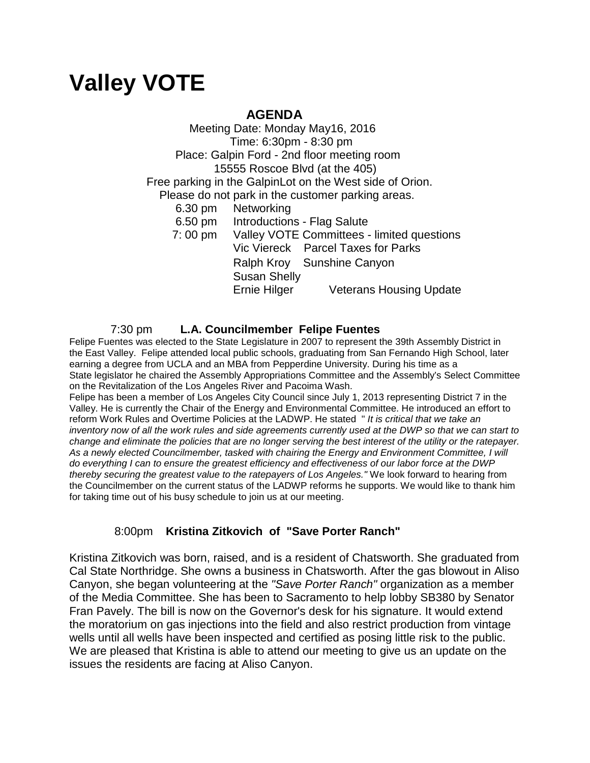# Valley VOTE

## AGENDA

Meeting Date: Monday May16, 2016
Time: 6:30pm - 8:30 pm
Place: Galpin Ford - 2nd floor meeting room
15555 Roscoe Blvd (at the 405)
Free parking in the GalpinLot on the West side of Orion.
Please do not park in the customer parking areas.

6.30 pm Networking
6.50 pm Introductions - Flag Salute
7: 00 pm Valley VOTE Committees - limited questions
Vic Viereck Parcel Taxes for Parks
Ralph Kroy Sunshine Canyon
Susan Shelly
Ernie Hilger Veterans Housing Update

7:30 pm **L.A. Councilmember Felipe Fuentes**

Felipe Fuentes was elected to the State Legislature in 2007 to represent the 39th Assembly District in the East Valley. Felipe attended local public schools, graduating from San Fernando High School, later earning a degree from UCLA and an MBA from Pepperdine University. During his time as a State legislator he chaired the Assembly Appropriations Committee and the Assembly's Select Committee on the Revitalization of the Los Angeles River and Pacoima Wash.

Felipe has been a member of Los Angeles City Council since July 1, 2013 representing District 7 in the Valley. He is currently the Chair of the Energy and Environmental Committee. He introduced an effort to reform Work Rules and Overtime Policies at the LADWP. He stated " *It is critical that we take an inventory now of all the work rules and side agreements currently used at the DWP so that we can start to change and eliminate the policies that are no longer serving the best interest of the utility or the ratepayer. As a newly elected Councilmember, tasked with chairing the Energy and Environment Committee, I will do everything I can to ensure the greatest efficiency and effectiveness of our labor force at the DWP thereby securing the greatest value to the ratepayers of Los Angeles."* We look forward to hearing from the Councilmember on the current status of the LADWP reforms he supports. We would like to thank him for taking time out of his busy schedule to join us at our meeting.

8:00pm **Kristina Zitkovich of "Save Porter Ranch"**

Kristina Zitkovich was born, raised, and is a resident of Chatsworth. She graduated from Cal State Northridge. She owns a business in Chatsworth. After the gas blowout in Aliso Canyon, she began volunteering at the *"Save Porter Ranch"* organization as a member of the Media Committee. She has been to Sacramento to help lobby SB380 by Senator Fran Pavely. The bill is now on the Governor's desk for his signature. It would extend the moratorium on gas injections into the field and also restrict production from vintage wells until all wells have been inspected and certified as posing little risk to the public. We are pleased that Kristina is able to attend our meeting to give us an update on the issues the residents are facing at Aliso Canyon.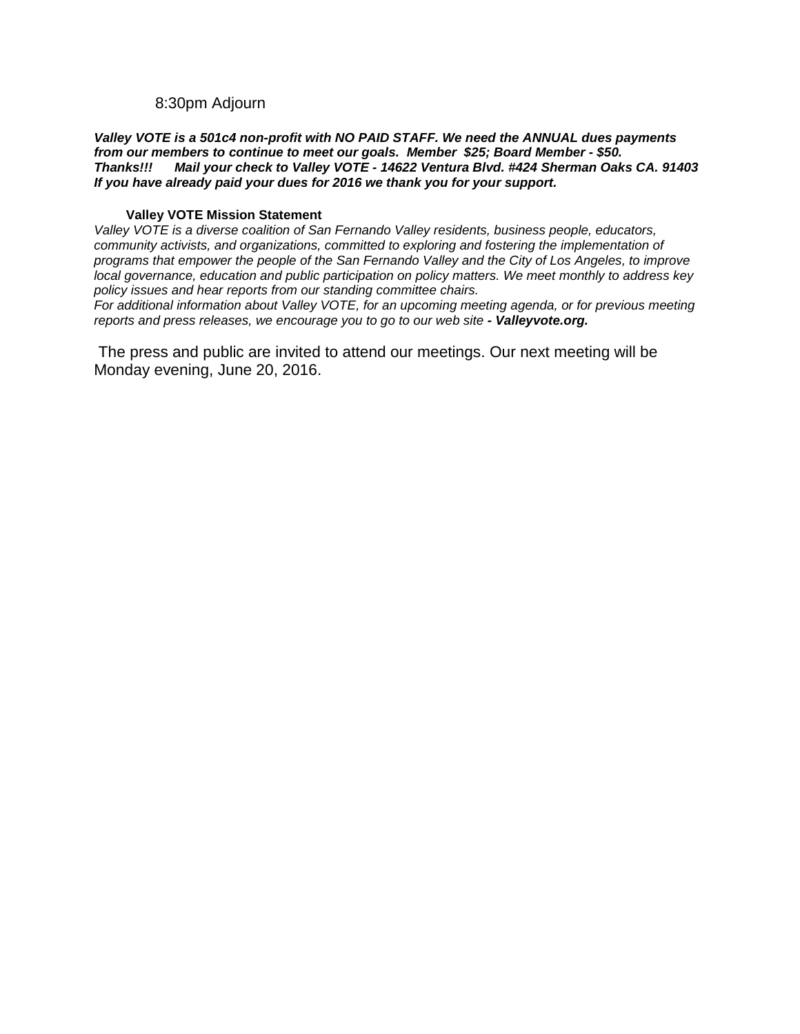8:30pm Adjourn

***Valley VOTE is a 501c4 non-profit with NO PAID STAFF. We need the ANNUAL dues payments from our members to continue to meet our goals. Member $25; Board Member - $50. Thanks!!! Mail your check to Valley VOTE - 14622 Ventura Blvd. #424 Sherman Oaks CA. 91403 If you have already paid your dues for 2016 we thank you for your support.***

**Valley VOTE Mission Statement**

*Valley VOTE is a diverse coalition of San Fernando Valley residents, business people, educators, community activists, and organizations, committed to exploring and fostering the implementation of programs that empower the people of the San Fernando Valley and the City of Los Angeles, to improve local governance, education and public participation on policy matters. We meet monthly to address key policy issues and hear reports from our standing committee chairs.*

*For additional information about Valley VOTE, for an upcoming meeting agenda, or for previous meeting reports and press releases, we encourage you to go to our web site* ***- Valleyvote.org.***

The press and public are invited to attend our meetings. Our next meeting will be Monday evening, June 20, 2016.